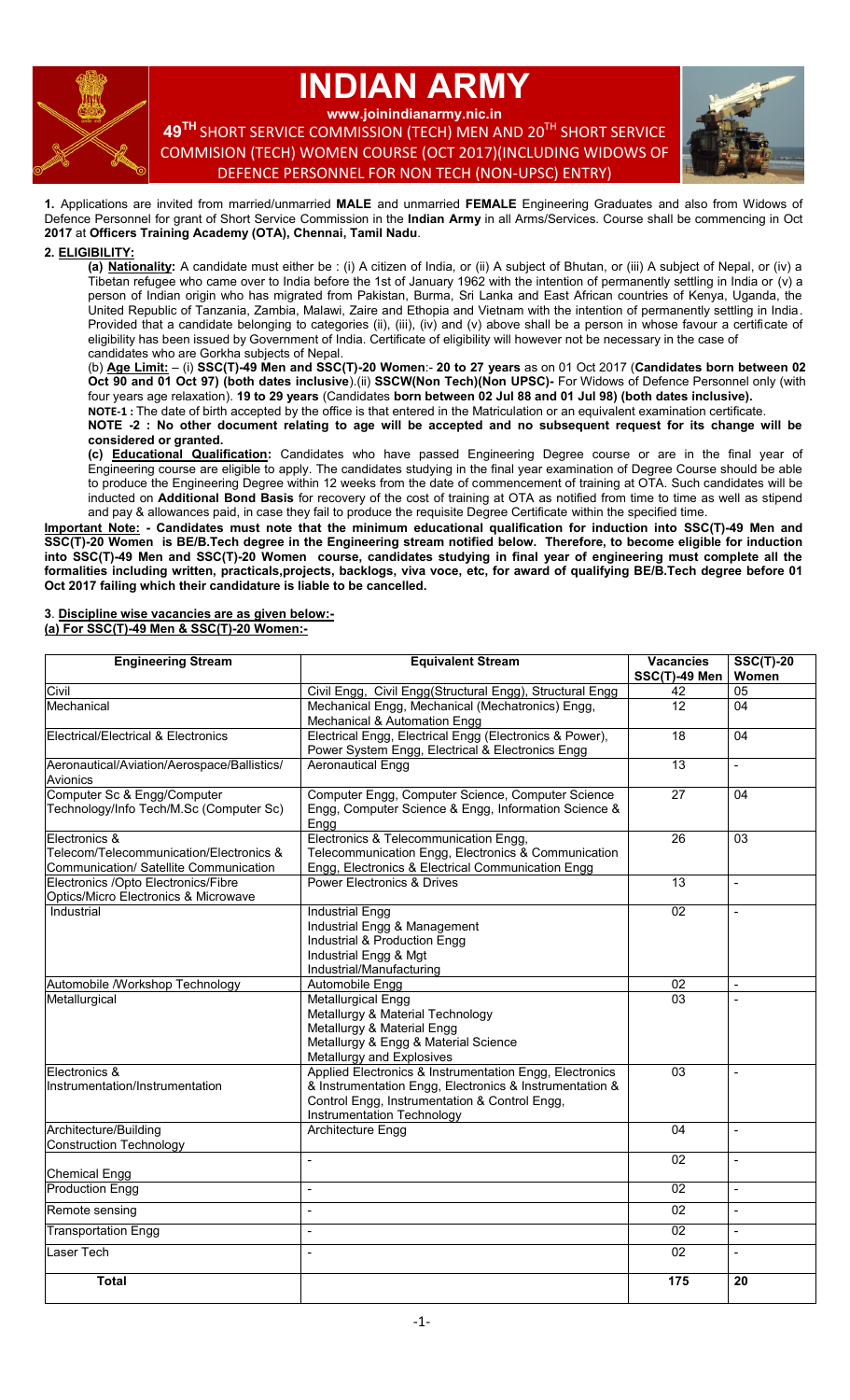# INDIAN ARMY

**www.joinindianarmy.nic.in**

## 49TH SHORT SERVICE COMMISSION (TECH) MEN AND 20TH SHORT SERVICE COMMISION (TECH) WOMEN COURSE (OCT 2017)(INCLUDING WIDOWS OF DEFENCE PERSONNEL FOR NON TECH (NON-UPSC) ENTRY)

**1.** Applications are invited from married/unmarried **MALE** and unmarried **FEMALE** Engineering Graduates and also from Widows of Defence Personnel for grant of Short Service Commission in the **Indian Army** in all Arms/Services. Course shall be commencing in Oct **2017** at **Officers Training Academy (OTA), Chennai, Tamil Nadu**.

**2. ELIGIBILITY:**

**(a) Nationality:** A candidate must either be : (i) A citizen of India, or (ii) A subject of Bhutan, or (iii) A subject of Nepal, or (iv) a Tibetan refugee who came over to India before the 1st of January 1962 with the intention of permanently settling in India or (v) a person of Indian origin who has migrated from Pakistan, Burma, Sri Lanka and East African countries of Kenya, Uganda, the United Republic of Tanzania, Zambia, Malawi, Zaire and Ethopia and Vietnam with the intention of permanently settling in India. Provided that a candidate belonging to categories (ii), (iii), (iv) and (v) above shall be a person in whose favour a certificate of eligibility has been issued by Government of India. Certificate of eligibility will however not be necessary in the case of candidates who are Gorkha subjects of Nepal.

(b) **Age Limit:** – (i) **SSC(T)-49 Men and SSC(T)-20 Women**:- **20 to 27 years** as on 01 Oct 2017 (**Candidates born between 02 Oct 90 and 01 Oct 97) (both dates inclusive**).(ii) **SSCW(Non Tech)(Non UPSC)-** For Widows of Defence Personnel only (with four years age relaxation). **19 to 29 years** (Candidates **born between 02 Jul 88 and 01 Jul 98) (both dates inclusive).**

**NOTE-1 :** The date of birth accepted by the office is that entered in the Matriculation or an equivalent examination certificate.

**NOTE -2 : No other document relating to age will be accepted and no subsequent request for its change will be considered or granted.**

**(c) Educational Qualification:** Candidates who have passed Engineering Degree course or are in the final year of Engineering course are eligible to apply. The candidates studying in the final year examination of Degree Course should be able to produce the Engineering Degree within 12 weeks from the date of commencement of training at OTA. Such candidates will be inducted on **Additional Bond Basis** for recovery of the cost of training at OTA as notified from time to time as well as stipend and pay & allowances paid, in case they fail to produce the requisite Degree Certificate within the specified time.

**Important Note: - Candidates must note that the minimum educational qualification for induction into SSC(T)-49 Men and SSC(T)-20 Women is BE/B.Tech degree in the Engineering stream notified below. Therefore, to become eligible for induction into SSC(T)-49 Men and SSC(T)-20 Women course, candidates studying in final year of engineering must complete all the formalities including written, practicals,projects, backlogs, viva voce, etc, for award of qualifying BE/B.Tech degree before 01 Oct 2017 failing which their candidature is liable to be cancelled.**

**3. Discipline wise vacancies are as given below:-**

**(a) For SSC(T)-49 Men & SSC(T)-20 Women:-**

| Engineering Stream | Equivalent Stream | Vacancies SSC(T)-49 Men | SSC(T)-20 Women |
|---|---|---|---|
| Civil | Civil Engg, Civil Engg(Structural Engg), Structural Engg | 42 | 05 |
| Mechanical | Mechanical Engg, Mechanical (Mechatronics) Engg, Mechanical & Automation Engg | 12 | 04 |
| Electrical/Electrical & Electronics | Electrical Engg, Electrical Engg (Electronics & Power), Power System Engg, Electrical & Electronics Engg | 18 | 04 |
| Aeronautical/Aviation/Aerospace/Ballistics/ Avionics | Aeronautical Engg | 13 | - |
| Computer Sc & Engg/Computer Technology/Info Tech/M.Sc (Computer Sc) | Computer Engg, Computer Science, Computer Science Engg, Computer Science & Engg, Information Science & Engg | 27 | 04 |
| Electronics & Telecom/Telecommunication/Electronics & Communication/ Satellite Communication | Electronics & Telecommunication Engg, Telecommunication Engg, Electronics & Communication Engg, Electronics & Electrical Communication Engg | 26 | 03 |
| Electronics /Opto Electronics/Fibre Optics/Micro Electronics & Microwave | Power Electronics & Drives | 13 | - |
| Industrial | Industrial Engg<br>Industrial Engg & Management<br>Industrial & Production Engg<br>Industrial Engg & Mgt<br>Industrial/Manufacturing | 02 | - |
| Automobile /Workshop Technology | Automobile Engg | 02 | - |
| Metallurgical | Metallurgical Engg<br>Metallurgy & Material Technology<br>Metallurgy & Material Engg<br>Metallurgy & Engg & Material Science<br>Metallurgy and Explosives | 03 | - |
| Electronics & Instrumentation/Instrumentation | Applied Electronics & Instrumentation Engg, Electronics & Instrumentation Engg, Electronics & Instrumentation & Control Engg, Instrumentation & Control Engg, Instrumentation Technology | 03 | - |
| Architecture/Building Construction Technology | Architecture Engg | 04 | - |
| Chemical Engg | - | 02 | - |
| Production Engg | - | 02 | - |
| Remote sensing | - | 02 | - |
| Transportation Engg | - | 02 | - |
| Laser Tech | - | 02 | - |
| **Total** | | **175** | **20** |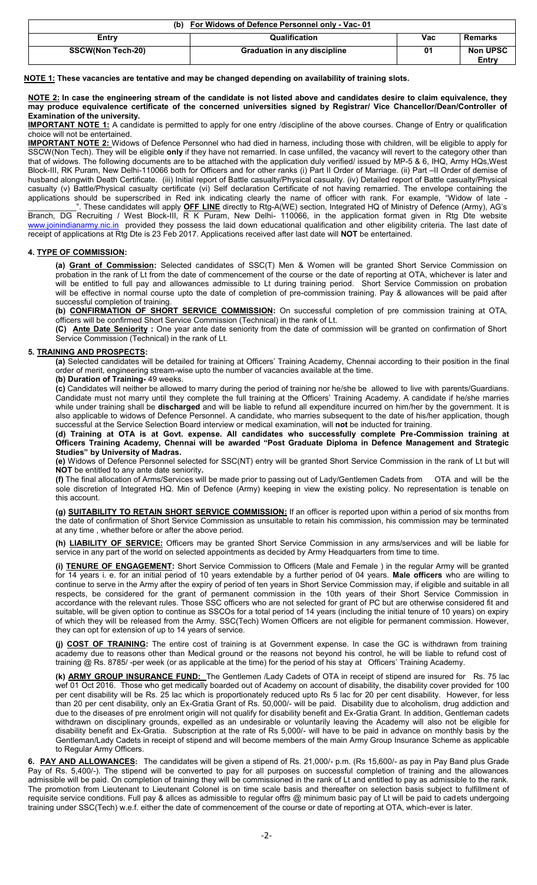| (b) For Widows of Defence Personnel only - Vac- 01 | | | |
|---|---|---|---|
| **Entry** | **Qualification** | **Vac** | **Remarks** |
| **SSCW(Non Tech-20)** | **Graduation in any discipline** | **01** | **Non UPSC Entry** |

**NOTE 1: These vacancies are tentative and may be changed depending on availability of training slots.**

**NOTE 2: In case the engineering stream of the candidate is not listed above and candidates desire to claim equivalence, they may produce equivalence certificate of the concerned universities signed by Registrar/ Vice Chancellor/Dean/Controller of Examination of the university.**

**IMPORTANT NOTE 1:** A candidate is permitted to apply for one entry /discipline of the above courses. Change of Entry or qualification choice will not be entertained.

**IMPORTANT NOTE 2:** Widows of Defence Personnel who had died in harness, including those with children, will be eligible to apply for SSCW(Non Tech). They will be eligible **only** if they have not remarried. In case unfilled, the vacancy will revert to the category other than that of widows. The following documents are to be attached with the application duly verified/ issued by MP-5 & 6, IHQ, Army HQs,West Block-III, RK Puram, New Delhi-110066 both for Officers and for other ranks (i) Part II Order of Marriage. (ii) Part –II Order of demise of husband alongwith Death Certificate. (iii) Initial report of Battle casualty/Physical casualty. (iv) Detailed report of Battle casualty/Physical casualty (v) Battle/Physical casualty certificate (vi) Self declaration Certificate of not having remarried. The envelope containing the applications should be superscribed in Red ink indicating clearly the name of officer with rank. For example, "Widow of late - ___________". These candidates will apply **OFF LINE** directly to Rtg-A(WE) section, Integrated HQ of Ministry of Defence (Army), AG's Branch, DG Recruiting / West Block-III, R K Puram, New Delhi- 110066, in the application format given in Rtg Dte website www.joinindianarmy.nic.in provided they possess the laid down educational qualification and other eligibility criteria. The last date of receipt of applications at Rtg Dte is 23 Feb 2017. Applications received after last date will **NOT** be entertained.

## 4. TYPE OF COMMISSION:

**(a) Grant of Commission:** Selected candidates of SSC(T) Men & Women will be granted Short Service Commission on probation in the rank of Lt from the date of commencement of the course or the date of reporting at OTA, whichever is later and will be entitled to full pay and allowances admissible to Lt during training period. Short Service Commission on probation will be effective in normal course upto the date of completion of pre-commission training. Pay & allowances will be paid after successful completion of training.

**(b) CONFIRMATION OF SHORT SERVICE COMMISSION:** On successful completion of pre commission training at OTA, officers will be confirmed Short Service Commission (Technical) in the rank of Lt.

**(C) Ante Date Seniority :** One year ante date seniority from the date of commission will be granted on confirmation of Short Service Commission (Technical) in the rank of Lt.

## 5. TRAINING AND PROSPECTS:

**(a)** Selected candidates will be detailed for training at Officers' Training Academy, Chennai according to their position in the final order of merit, engineering stream-wise upto the number of vacancies available at the time.

**(b) Duration of Training-** 49 weeks.

**(c)** Candidates will neither be allowed to marry during the period of training nor he/she be allowed to live with parents/Guardians. Candidate must not marry until they complete the full training at the Officers' Training Academy. A candidate if he/she marries while under training shall be **discharged** and will be liable to refund all expenditure incurred on him/her by the government. It is also applicable to widows of Defence Personnel. A candidate, who marries subsequent to the date of his/her application, though successful at the Service Selection Board interview or medical examination, will **not** be inducted for training.

**(d) Training at OTA is at Govt. expense. All candidates who successfully complete Pre-Commission training at Officers Training Academy, Chennai will be awarded "Post Graduate Diploma in Defence Management and Strategic Studies" by University of Madras.**

**(e)** Widows of Defence Personnel selected for SSC(NT) entry will be granted Short Service Commission in the rank of Lt but will **NOT** be entitled to any ante date seniority**.**

**(f)** The final allocation of Arms/Services will be made prior to passing out of Lady/Gentlemen Cadets from OTA and will be the sole discretion of Integrated HQ. Min of Defence (Army) keeping in view the existing policy. No representation is tenable on this account.

**(g) SUITABILITY TO RETAIN SHORT SERVICE COMMISSION:** If an officer is reported upon within a period of six months from the date of confirmation of Short Service Commission as unsuitable to retain his commission, his commission may be terminated at any time , whether before or after the above period.

**(h) LIABILITY OF SERVICE:** Officers may be granted Short Service Commission in any arms/services and will be liable for service in any part of the world on selected appointments as decided by Army Headquarters from time to time.

**(i) TENURE OF ENGAGEMENT:** Short Service Commission to Officers (Male and Female ) in the regular Army will be granted for 14 years i. e. for an initial period of 10 years extendable by a further period of 04 years. **Male officers** who are willing to continue to serve in the Army after the expiry of period of ten years in Short Service Commission may, if eligible and suitable in all respects, be considered for the grant of permanent commission in the 10th years of their Short Service Commission in accordance with the relevant rules. Those SSC officers who are not selected for grant of PC but are otherwise considered fit and suitable, will be given option to continue as SSCOs for a total period of 14 years (including the initial tenure of 10 years) on expiry of which they will be released from the Army. SSC(Tech) Women Officers are not eligible for permanent commission. However, they can opt for extension of up to 14 years of service.

**(j) COST OF TRAINING:** The entire cost of training is at Government expense. In case the GC is withdrawn from training academy due to reasons other than Medical ground or the reasons not beyond his control, he will be liable to refund cost of training @ Rs. 8785/ -per week (or as applicable at the time) for the period of his stay at Officers' Training Academy.

**(k) ARMY GROUP INSURANCE FUND:** The Gentlemen /Lady Cadets of OTA in receipt of stipend are insured for Rs. 75 lac wef 01 Oct 2016. Those who get medically boarded out of Academy on account of disability, the disability cover provided for 100 per cent disability will be Rs. 25 lac which is proportionately reduced upto Rs 5 lac for 20 per cent disability. However, for less than 20 per cent disability, only an Ex-Gratia Grant of Rs. 50,000/- will be paid. Disability due to alcoholism, drug addiction and due to the diseases of pre enrolment origin will not qualify for disability benefit and Ex-Gratia Grant. In addition, Gentleman cadets withdrawn on disciplinary grounds, expelled as an undesirable or voluntarily leaving the Academy will also not be eligible for disability benefit and Ex-Gratia. Subscription at the rate of Rs 5,000/- will have to be paid in advance on monthly basis by the Gentleman/Lady Cadets in receipt of stipend and will become members of the main Army Group Insurance Scheme as applicable to Regular Army Officers.

**6. PAY AND ALLOWANCES:** The candidates will be given a stipend of Rs. 21,000/- p.m. (Rs 15,600/- as pay in Pay Band plus Grade Pay of Rs. 5,400/-). The stipend will be converted to pay for all purposes on successful completion of training and the allowances admissible will be paid. On completion of training they will be commissioned in the rank of Lt and entitled to pay as admissible to the rank. The promotion from Lieutenant to Lieutenant Colonel is on time scale basis and thereafter on selection basis subject to fulfillment of requisite service conditions. Full pay & allces as admissible to regular offrs @ minimum basic pay of Lt will be paid to cadets undergoing training under SSC(Tech) w.e.f. either the date of commencement of the course or date of reporting at OTA, which-ever is later.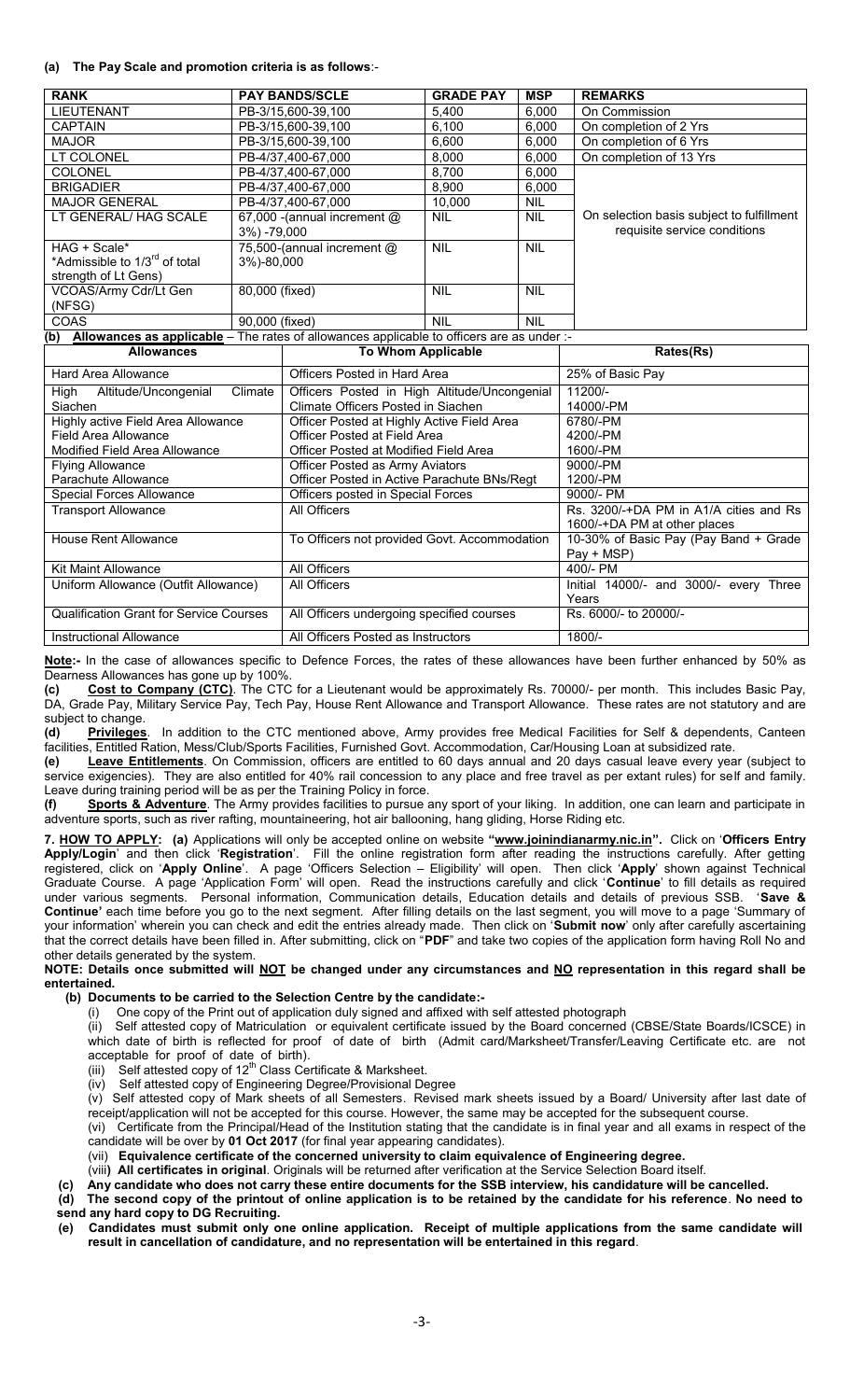**(a) The Pay Scale and promotion criteria is as follows**:-

| RANK | PAY BANDS/SCLE | GRADE PAY | MSP | REMARKS |
|---|---|---|---|---|
| LIEUTENANT | PB-3/15,600-39,100 | 5,400 | 6,000 | On Commission |
| CAPTAIN | PB-3/15,600-39,100 | 6,100 | 6,000 | On completion of 2 Yrs |
| MAJOR | PB-3/15,600-39,100 | 6,600 | 6,000 | On completion of 6 Yrs |
| LT COLONEL | PB-4/37,400-67,000 | 8,000 | 6,000 | On completion of 13 Yrs |
| COLONEL | PB-4/37,400-67,000 | 8,700 | 6,000 | On selection basis subject to fulfillment requisite service conditions |
| BRIGADIER | PB-4/37,400-67,000 | 8,900 | 6,000 | |
| MAJOR GENERAL | PB-4/37,400-67,000 | 10,000 | NIL | |
| LT GENERAL/ HAG SCALE | 67,000 -(annual increment @ 3%) -79,000 | NIL | NIL | |
| HAG + Scale* *Admissible to 1/3rd of total strength of Lt Gens) | 75,500-(annual increment @ 3%)-80,000 | NIL | NIL | |
| VCOAS/Army Cdr/Lt Gen (NFSG) | 80,000 (fixed) | NIL | NIL | |
| COAS | 90,000 (fixed) | NIL | NIL | |

**(b) Allowances as applicable** – The rates of allowances applicable to officers are as under :-

| Allowances | To Whom Applicable | Rates(Rs) |
|---|---|---|
| Hard Area Allowance | Officers Posted in Hard Area | 25% of Basic Pay |
| High Altitude/Uncongenial Climate Siachen | Officers Posted in High Altitude/Uncongenial Climate Officers Posted in Siachen | 11200/- 14000/-PM |
| Highly active Field Area Allowance Field Area Allowance Modified Field Area Allowance | Officer Posted at Highly Active Field Area Officer Posted at Field Area Officer Posted at Modified Field Area | 6780/-PM 4200/-PM 1600/-PM |
| Flying Allowance Parachute Allowance | Officer Posted as Army Aviators Officer Posted in Active Parachute BNs/Regt | 9000/-PM 1200/-PM |
| Special Forces Allowance | Officers posted in Special Forces | 9000/- PM |
| Transport Allowance | All Officers | Rs. 3200/-+DA PM in A1/A cities and Rs 1600/-+DA PM at other places |
| House Rent Allowance | To Officers not provided Govt. Accommodation | 10-30% of Basic Pay (Pay Band + Grade Pay + MSP) |
| Kit Maint Allowance | All Officers | 400/- PM |
| Uniform Allowance (Outfit Allowance) | All Officers | Initial 14000/- and 3000/- every Three Years |
| Qualification Grant for Service Courses | All Officers undergoing specified courses | Rs. 6000/- to 20000/- |
| Instructional Allowance | All Officers Posted as Instructors | 1800/- |

**Note:-** In the case of allowances specific to Defence Forces, the rates of these allowances have been further enhanced by 50% as Dearness Allowances has gone up by 100%.

**(c) Cost to Company (CTC)**. The CTC for a Lieutenant would be approximately Rs. 70000/- per month. This includes Basic Pay, DA, Grade Pay, Military Service Pay, Tech Pay, House Rent Allowance and Transport Allowance. These rates are not statutory and are subject to change.

**(d) Privileges**. In addition to the CTC mentioned above, Army provides free Medical Facilities for Self & dependents, Canteen facilities, Entitled Ration, Mess/Club/Sports Facilities, Furnished Govt. Accommodation, Car/Housing Loan at subsidized rate.

**(e) Leave Entitlements**. On Commission, officers are entitled to 60 days annual and 20 days casual leave every year (subject to service exigencies). They are also entitled for 40% rail concession to any place and free travel as per extant rules) for self and family. Leave during training period will be as per the Training Policy in force.

**(f) Sports & Adventure**. The Army provides facilities to pursue any sport of your liking. In addition, one can learn and participate in adventure sports, such as river rafting, mountaineering, hot air ballooning, hang gliding, Horse Riding etc.

**7. HOW TO APPLY: (a)** Applications will only be accepted online on website **"www.joinindianarmy.nic.in".** Click on '**Officers Entry Apply/Login**' and then click '**Registration**'. Fill the online registration form after reading the instructions carefully. After getting registered, click on '**Apply Online**'. A page 'Officers Selection – Eligibility' will open. Then click '**Apply**' shown against Technical Graduate Course. A page 'Application Form' will open. Read the instructions carefully and click '**Continue**' to fill details as required under various segments. Personal information, Communication details, Education details and details of previous SSB. '**Save & Continue'** each time before you go to the next segment. After filling details on the last segment, you will move to a page 'Summary of your information' wherein you can check and edit the entries already made. Then click on '**Submit now**' only after carefully ascertaining that the correct details have been filled in. After submitting, click on "**PDF**" and take two copies of the application form having Roll No and other details generated by the system.

**NOTE: Details once submitted will NOT be changed under any circumstances and NO representation in this regard shall be entertained.**

**(b) Documents to be carried to the Selection Centre by the candidate:-**

(i) One copy of the Print out of application duly signed and affixed with self attested photograph

(ii) Self attested copy of Matriculation or equivalent certificate issued by the Board concerned (CBSE/State Boards/ICSCE) in which date of birth is reflected for proof of date of birth (Admit card/Marksheet/Transfer/Leaving Certificate etc. are not acceptable for proof of date of birth).

(iii) Self attested copy of 12th Class Certificate & Marksheet.

(iv) Self attested copy of Engineering Degree/Provisional Degree

(v) Self attested copy of Mark sheets of all Semesters. Revised mark sheets issued by a Board/ University after last date of receipt/application will not be accepted for this course. However, the same may be accepted for the subsequent course.

(vi) Certificate from the Principal/Head of the Institution stating that the candidate is in final year and all exams in respect of the candidate will be over by **01 Oct 2017** (for final year appearing candidates).

(vii) **Equivalence certificate of the concerned university to claim equivalence of Engineering degree.**

(viii**) All certificates in original**. Originals will be returned after verification at the Service Selection Board itself.

**(c) Any candidate who does not carry these entire documents for the SSB interview, his candidature will be cancelled.**

**(d) The second copy of the printout of online application is to be retained by the candidate for his reference**. **No need to send any hard copy to DG Recruiting.**

**(e) Candidates must submit only one online application. Receipt of multiple applications from the same candidate will result in cancellation of candidature, and no representation will be entertained in this regard**.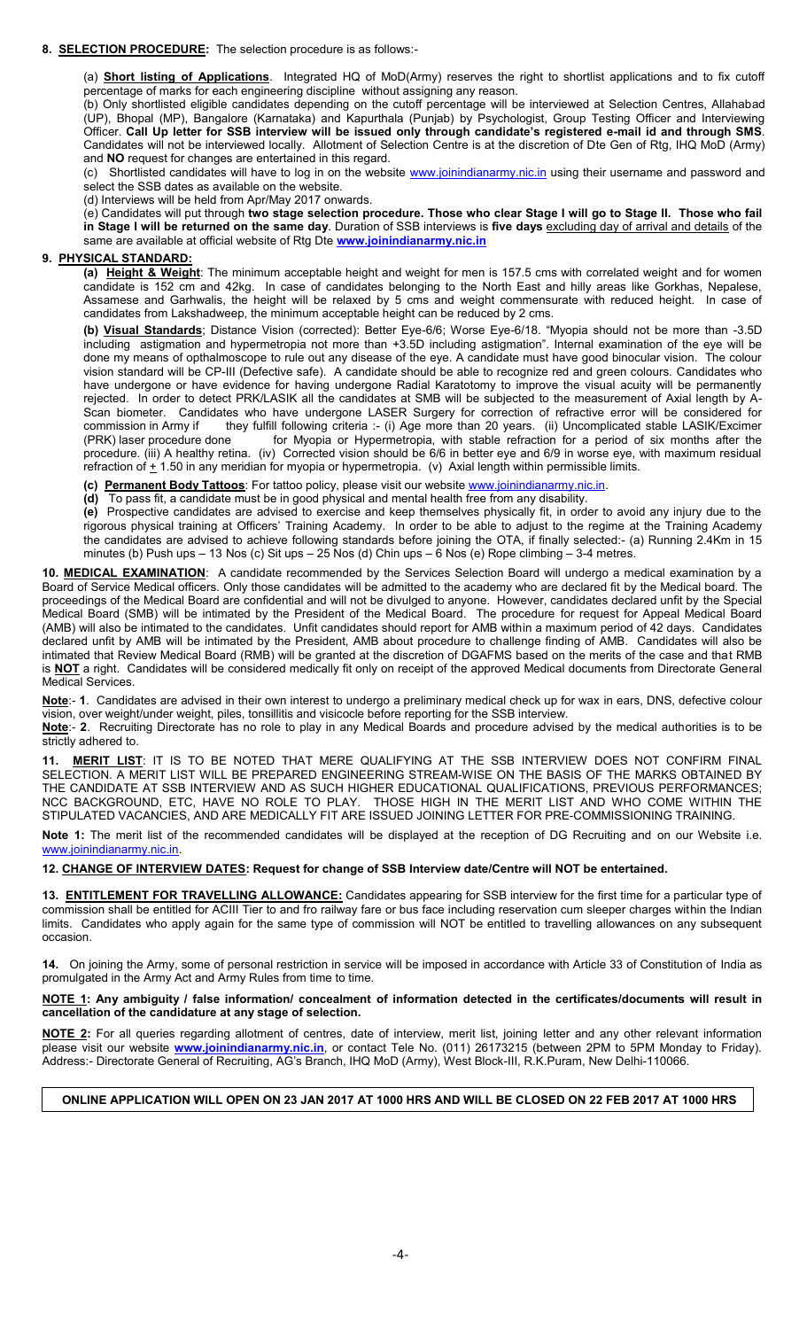**8. SELECTION PROCEDURE:** The selection procedure is as follows:-

(a) **Short listing of Applications**. Integrated HQ of MoD(Army) reserves the right to shortlist applications and to fix cutoff percentage of marks for each engineering discipline without assigning any reason.

(b) Only shortlisted eligible candidates depending on the cutoff percentage will be interviewed at Selection Centres, Allahabad (UP), Bhopal (MP), Bangalore (Karnataka) and Kapurthala (Punjab) by Psychologist, Group Testing Officer and Interviewing Officer. **Call Up letter for SSB interview will be issued only through candidate's registered e-mail id and through SMS**. Candidates will not be interviewed locally. Allotment of Selection Centre is at the discretion of Dte Gen of Rtg, IHQ MoD (Army) and **NO** request for changes are entertained in this regard.

(c) Shortlisted candidates will have to log in on the website www.joinindianarmy.nic.in using their username and password and select the SSB dates as available on the website.

(d) Interviews will be held from Apr/May 2017 onwards.

(e) Candidates will put through **two stage selection procedure. Those who clear Stage I will go to Stage II. Those who fail in Stage I will be returned on the same day**. Duration of SSB interviews is **five days** excluding day of arrival and details of the same are available at official website of Rtg Dte **www.joinindianarmy.nic.in**

**9. PHYSICAL STANDARD:**

**(a) Height & Weight**: The minimum acceptable height and weight for men is 157.5 cms with correlated weight and for women candidate is 152 cm and 42kg. In case of candidates belonging to the North East and hilly areas like Gorkhas, Nepalese, Assamese and Garhwalis, the height will be relaxed by 5 cms and weight commensurate with reduced height. In case of candidates from Lakshadweep, the minimum acceptable height can be reduced by 2 cms.

**(b) Visual Standards**; Distance Vision (corrected): Better Eye-6/6; Worse Eye-6/18. "Myopia should not be more than -3.5D including astigmation and hypermetropia not more than +3.5D including astigmation". Internal examination of the eye will be done my means of opthalmoscope to rule out any disease of the eye. A candidate must have good binocular vision. The colour vision standard will be CP-III (Defective safe). A candidate should be able to recognize red and green colours. Candidates who have undergone or have evidence for having undergone Radial Karatotomy to improve the visual acuity will be permanently rejected. In order to detect PRK/LASIK all the candidates at SMB will be subjected to the measurement of Axial length by A-Scan biometer. Candidates who have undergone LASER Surgery for correction of refractive error will be considered for commission in Army if they fulfill following criteria :- (i) Age more than 20 years. (ii) Uncomplicated stable LASIK/Excimer (PRK) laser procedure done for Myopia or Hypermetropia, with stable refraction for a period of six months after the procedure. (iii) A healthy retina. (iv) Corrected vision should be 6/6 in better eye and 6/9 in worse eye, with maximum residual refraction of ± 1.50 in any meridian for myopia or hypermetropia. (v) Axial length within permissible limits.

**(c) Permanent Body Tattoos**: For tattoo policy, please visit our website www.joinindianarmy.nic.in.

**(d)** To pass fit, a candidate must be in good physical and mental health free from any disability.

**(e)** Prospective candidates are advised to exercise and keep themselves physically fit, in order to avoid any injury due to the rigorous physical training at Officers' Training Academy. In order to be able to adjust to the regime at the Training Academy the candidates are advised to achieve following standards before joining the OTA, if finally selected:- (a) Running 2.4Km in 15 minutes (b) Push ups – 13 Nos (c) Sit ups – 25 Nos (d) Chin ups – 6 Nos (e) Rope climbing – 3-4 metres.

**10. MEDICAL EXAMINATION**: A candidate recommended by the Services Selection Board will undergo a medical examination by a Board of Service Medical officers. Only those candidates will be admitted to the academy who are declared fit by the Medical board. The proceedings of the Medical Board are confidential and will not be divulged to anyone. However, candidates declared unfit by the Special Medical Board (SMB) will be intimated by the President of the Medical Board. The procedure for request for Appeal Medical Board (AMB) will also be intimated to the candidates. Unfit candidates should report for AMB within a maximum period of 42 days. Candidates declared unfit by AMB will be intimated by the President, AMB about procedure to challenge finding of AMB. Candidates will also be intimated that Review Medical Board (RMB) will be granted at the discretion of DGAFMS based on the merits of the case and that RMB is **NOT** a right. Candidates will be considered medically fit only on receipt of the approved Medical documents from Directorate General Medical Services.

**Note**:- **1**. Candidates are advised in their own interest to undergo a preliminary medical check up for wax in ears, DNS, defective colour vision, over weight/under weight, piles, tonsillitis and visicocle before reporting for the SSB interview.

**Note**:- **2**. Recruiting Directorate has no role to play in any Medical Boards and procedure advised by the medical authorities is to be strictly adhered to.

**11. MERIT LIST**: IT IS TO BE NOTED THAT MERE QUALIFYING AT THE SSB INTERVIEW DOES NOT CONFIRM FINAL SELECTION. A MERIT LIST WILL BE PREPARED ENGINEERING STREAM-WISE ON THE BASIS OF THE MARKS OBTAINED BY THE CANDIDATE AT SSB INTERVIEW AND AS SUCH HIGHER EDUCATIONAL QUALIFICATIONS, PREVIOUS PERFORMANCES; NCC BACKGROUND, ETC, HAVE NO ROLE TO PLAY. THOSE HIGH IN THE MERIT LIST AND WHO COME WITHIN THE STIPULATED VACANCIES, AND ARE MEDICALLY FIT ARE ISSUED JOINING LETTER FOR PRE-COMMISSIONING TRAINING.

**Note 1:** The merit list of the recommended candidates will be displayed at the reception of DG Recruiting and on our Website i.e. www.joinindianarmy.nic.in.

**12. CHANGE OF INTERVIEW DATES: Request for change of SSB Interview date/Centre will NOT be entertained.**

**13. ENTITLEMENT FOR TRAVELLING ALLOWANCE:** Candidates appearing for SSB interview for the first time for a particular type of commission shall be entitled for ACIII Tier to and fro railway fare or bus face including reservation cum sleeper charges within the Indian limits. Candidates who apply again for the same type of commission will NOT be entitled to travelling allowances on any subsequent occasion.

**14.** On joining the Army, some of personal restriction in service will be imposed in accordance with Article 33 of Constitution of India as promulgated in the Army Act and Army Rules from time to time.

**NOTE 1: Any ambiguity / false information/ concealment of information detected in the certificates/documents will result in cancellation of the candidature at any stage of selection.**

**NOTE 2:** For all queries regarding allotment of centres, date of interview, merit list, joining letter and any other relevant information please visit our website **www.joinindianarmy.nic.in**, or contact Tele No. (011) 26173215 (between 2PM to 5PM Monday to Friday). Address:- Directorate General of Recruiting, AG's Branch, IHQ MoD (Army), West Block-III, R.K.Puram, New Delhi-110066.

**ONLINE APPLICATION WILL OPEN ON 23 JAN 2017 AT 1000 HRS AND WILL BE CLOSED ON 22 FEB 2017 AT 1000 HRS**